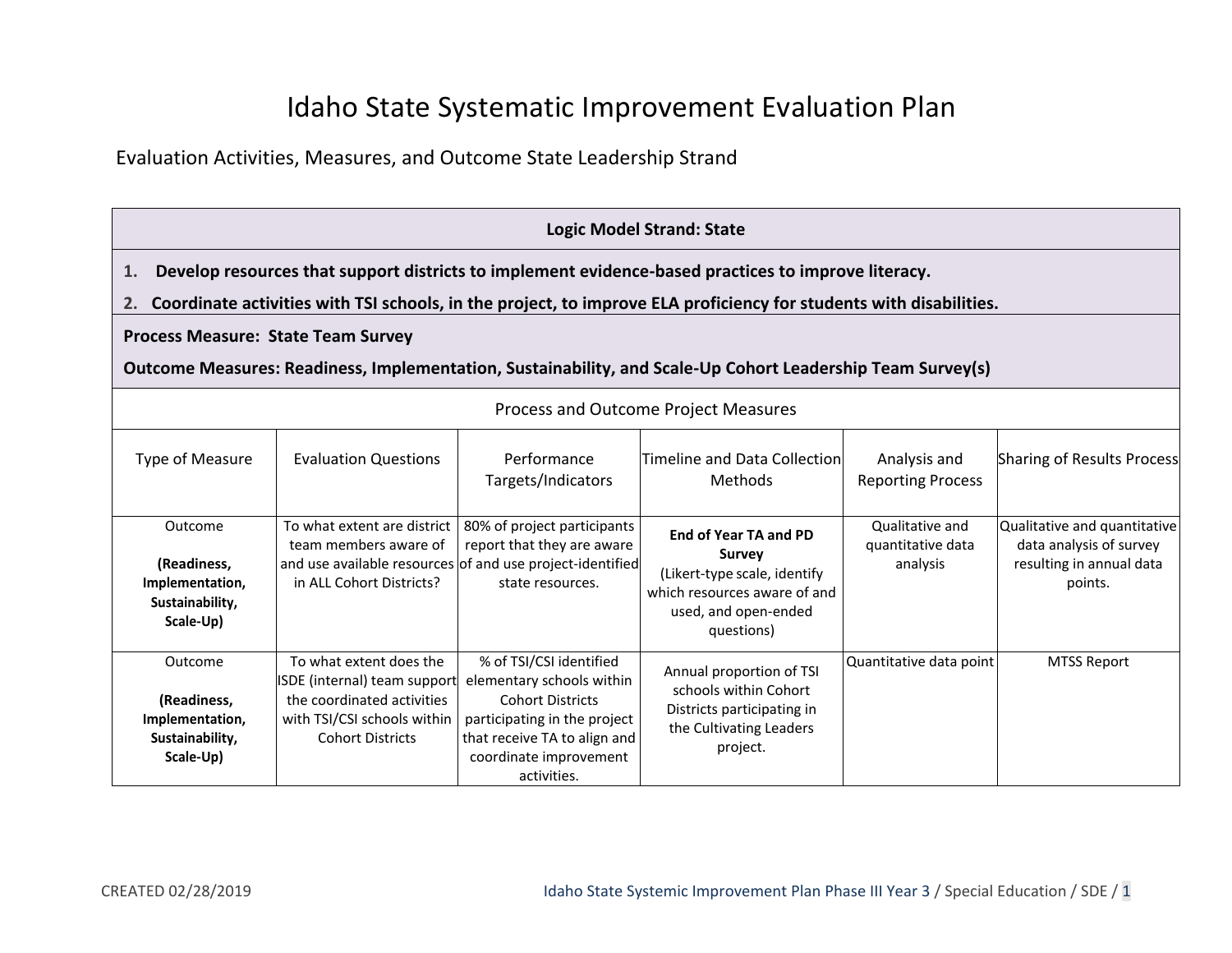# Idaho State Systematic Improvement Evaluation Plan

Evaluation Activities, Measures, and Outcome State Leadership Strand

| **Logic Model Strand: State** | | | | | |
|---|---|---|---|---|---|
| **1. Develop resources that support districts to implement evidence-based practices to improve literacy.**<br>**2. Coordinate activities with TSI schools, in the project, to improve ELA proficiency for students with disabilities.** | | | | | |
| **Process Measure: State Team Survey**<br>**Outcome Measures: Readiness, Implementation, Sustainability, and Scale-Up Cohort Leadership Team Survey(s)** | | | | | |
| Process and Outcome Project Measures | | | | | |
| Type of Measure | Evaluation Questions | Performance Targets/Indicators | Timeline and Data Collection Methods | Analysis and Reporting Process | Sharing of Results Process |
| Outcome<br><br>**(Readiness, Implementation, Sustainability, Scale-Up)** | To what extent are district team members aware of and use available resources in ALL Cohort Districts? | 80% of project participants report that they are aware of and use project-identified state resources. | **End of Year TA and PD Survey**<br>(Likert-type scale, identify which resources aware of and used, and open-ended questions) | Qualitative and quantitative data analysis | Qualitative and quantitative data analysis of survey resulting in annual data points. |
| Outcome<br><br>**(Readiness, Implementation, Sustainability, Scale-Up)** | To what extent does the ISDE (internal) team support the coordinated activities with TSI/CSI schools within Cohort Districts | % of TSI/CSI identified elementary schools within Cohort Districts participating in the project that receive TA to align and coordinate improvement activities. | Annual proportion of TSI schools within Cohort Districts participating in the Cultivating Leaders project. | Quantitative data point | MTSS Report |

CREATED 02/28/2019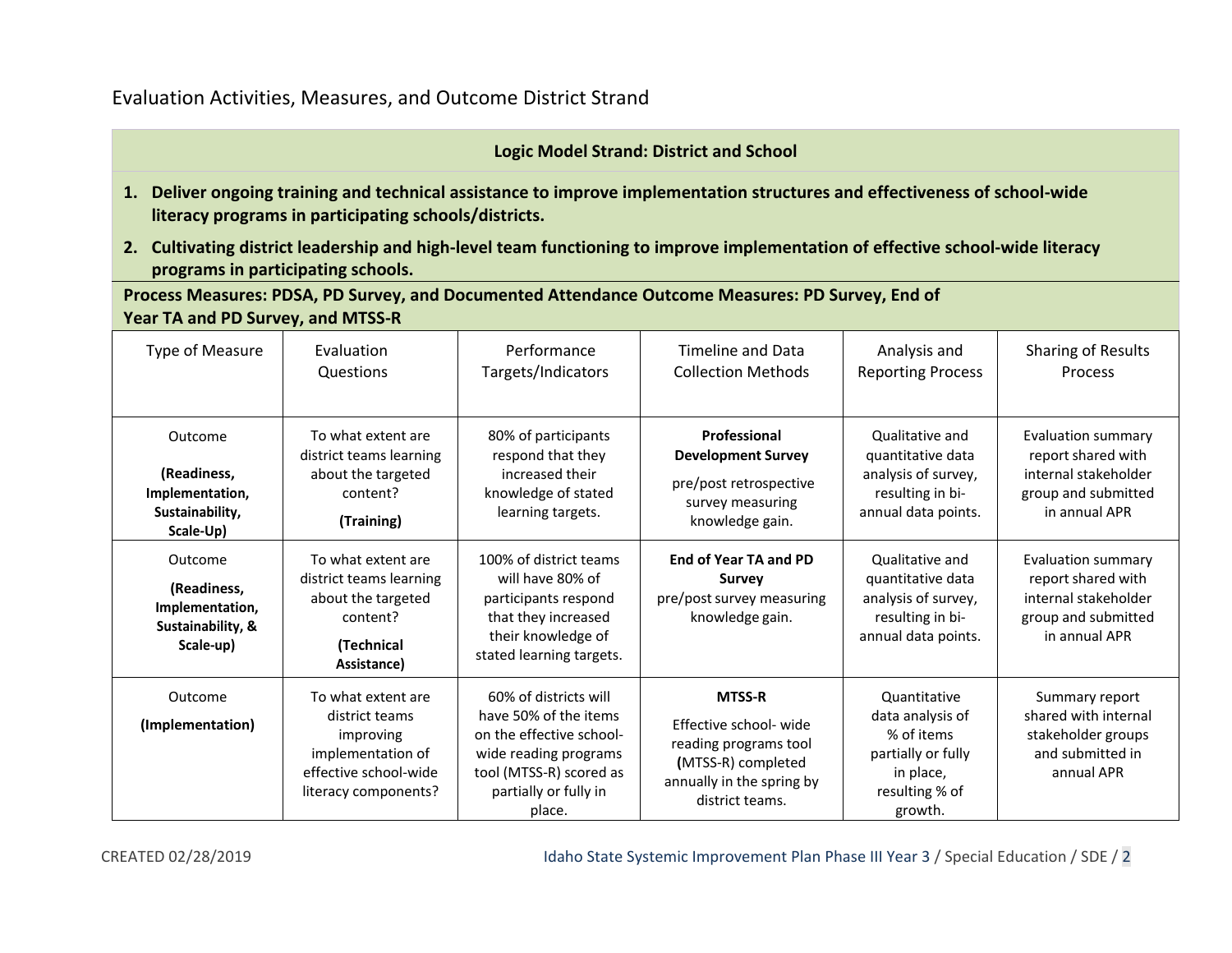## Evaluation Activities, Measures, and Outcome District Strand

**Logic Model Strand: District and School**

1. **Deliver ongoing training and technical assistance to improve implementation structures and effectiveness of school-wide literacy programs in participating schools/districts.**
2. **Cultivating district leadership and high-level team functioning to improve implementation of effective school-wide literacy programs in participating schools.**

**Process Measures: PDSA, PD Survey, and Documented Attendance Outcome Measures: PD Survey, End of Year TA and PD Survey, and MTSS-R**

| Type of Measure | Evaluation Questions | Performance Targets/Indicators | Timeline and Data Collection Methods | Analysis and Reporting Process | Sharing of Results Process |
|---|---|---|---|---|---|
| Outcome **(Readiness, Implementation, Sustainability, Scale-Up)** | To what extent are district teams learning about the targeted content? **(Training)** | 80% of participants respond that they increased their knowledge of stated learning targets. | **Professional Development Survey** pre/post retrospective survey measuring knowledge gain. | Qualitative and quantitative data analysis of survey, resulting in bi-annual data points. | Evaluation summary report shared with internal stakeholder group and submitted in annual APR |
| Outcome **(Readiness, Implementation, Sustainability, & Scale-up)** | To what extent are district teams learning about the targeted content? **(Technical Assistance)** | 100% of district teams will have 80% of participants respond that they increased their knowledge of stated learning targets. | **End of Year TA and PD Survey** pre/post survey measuring knowledge gain. | Qualitative and quantitative data analysis of survey, resulting in bi-annual data points. | Evaluation summary report shared with internal stakeholder group and submitted in annual APR |
| Outcome **(Implementation)** | To what extent are district teams improving implementation of effective school-wide literacy components? | 60% of districts will have 50% of the items on the effective school-wide reading programs tool (MTSS-R) scored as partially or fully in place. | **MTSS-R** Effective school- wide reading programs tool **(**MTSS-R) completed annually in the spring by district teams. | Quantitative data analysis of % of items partially or fully in place, resulting % of growth. | Summary report shared with internal stakeholder groups and submitted in annual APR |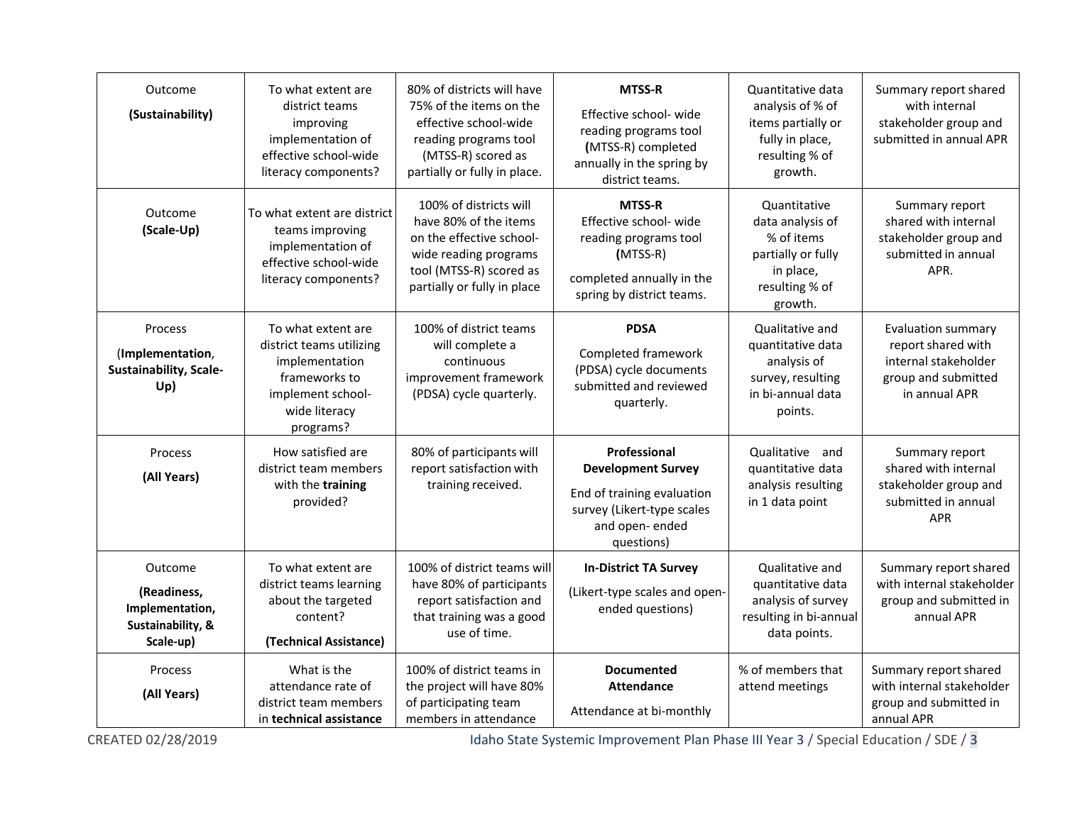| Outcome **(Sustainability)** | To what extent are district teams improving implementation of effective school-wide literacy components? | 80% of districts will have 75% of the items on the effective school-wide reading programs tool (MTSS-R) scored as partially or fully in place. | **MTSS-R** Effective school- wide reading programs tool **(**MTSS-R) completed annually in the spring by district teams. | Quantitative data analysis of % of items partially or fully in place, resulting % of growth. | Summary report shared with internal stakeholder group and submitted in annual APR |
|---|---|---|---|---|---|
| Outcome **(Scale-Up)** | To what extent are district teams improving implementation of effective school-wide literacy components? | 100% of districts will have 80% of the items on the effective school-wide reading programs tool (MTSS-R) scored as partially or fully in place | **MTSS-R** Effective school- wide reading programs tool **(**MTSS-R) completed annually in the spring by district teams. | Quantitative data analysis of % of items partially or fully in place, resulting % of growth. | Summary report shared with internal stakeholder group and submitted in annual APR. |
| Process (**Implementation**, **Sustainability, Scale-Up)** | To what extent are district teams utilizing implementation frameworks to implement school-wide literacy programs? | 100% of district teams will complete a continuous improvement framework (PDSA) cycle quarterly. | **PDSA** Completed framework (PDSA) cycle documents submitted and reviewed quarterly. | Qualitative and quantitative data analysis of survey, resulting in bi-annual data points. | Evaluation summary report shared with internal stakeholder group and submitted in annual APR |
| Process **(All Years)** | How satisfied are district team members with the **training** provided? | 80% of participants will report satisfaction with training received. | **Professional Development Survey** End of training evaluation survey (Likert-type scales and open- ended questions) | Qualitative and quantitative data analysis resulting in 1 data point | Summary report shared with internal stakeholder group and submitted in annual APR |
| Outcome **(Readiness, Implementation, Sustainability, & Scale-up)** | To what extent are district teams learning about the targeted content? **(Technical Assistance)** | 100% of district teams will have 80% of participants report satisfaction and that training was a good use of time. | **In-District TA Survey** (Likert-type scales and open-ended questions) | Qualitative and quantitative data analysis of survey resulting in bi-annual data points. | Summary report shared with internal stakeholder group and submitted in annual APR |
| Process **(All Years)** | What is the attendance rate of district team members in **technical assistance** | 100% of district teams in the project will have 80% of participating team members in attendance | **Documented Attendance** Attendance at bi-monthly | % of members that attend meetings | Summary report shared with internal stakeholder group and submitted in annual APR |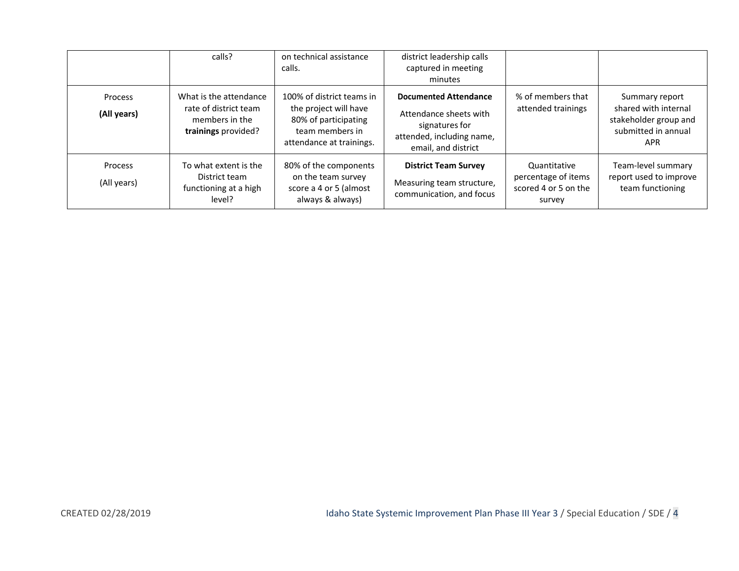| | | | | | |
|---|---|---|---|---|---|
| | calls? | on technical assistance calls. | district leadership calls captured in meeting minutes | | |
| Process **(All years)** | What is the attendance rate of district team members in the **trainings** provided? | 100% of district teams in the project will have 80% of participating team members in attendance at trainings. | **Documented Attendance** Attendance sheets with signatures for attended, including name, email, and district | % of members that attended trainings | Summary report shared with internal stakeholder group and submitted in annual APR |
| Process (All years) | To what extent is the District team functioning at a high level? | 80% of the components on the team survey score a 4 or 5 (almost always & always) | **District Team Survey** Measuring team structure, communication, and focus | Quantitative percentage of items scored 4 or 5 on the survey | Team-level summary report used to improve team functioning |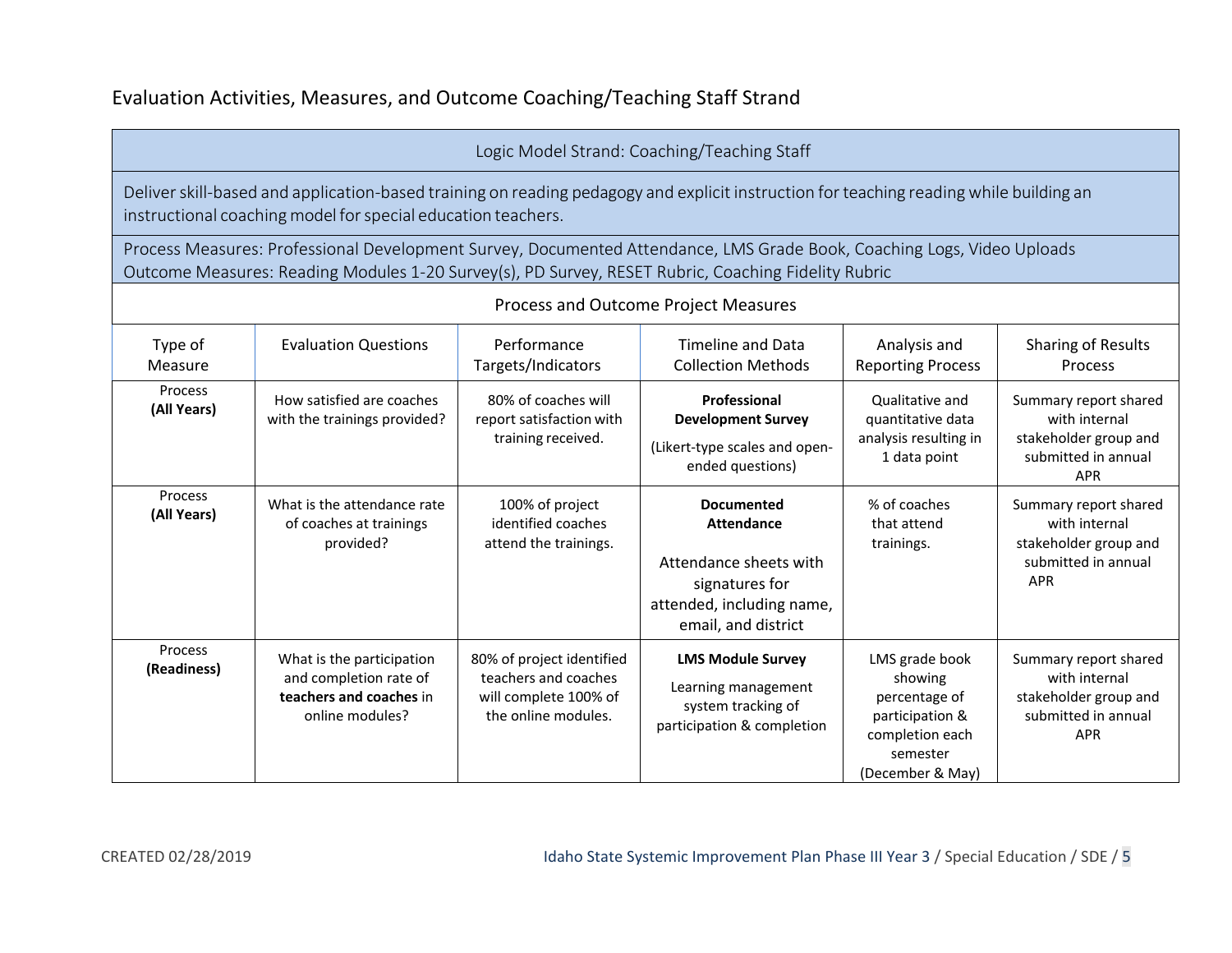## Evaluation Activities, Measures, and Outcome Coaching/Teaching Staff Strand

**Logic Model Strand: Coaching/Teaching Staff**

Deliver skill-based and application-based training on reading pedagogy and explicit instruction for teaching reading while building an instructional coaching model for special education teachers.

Process Measures: Professional Development Survey, Documented Attendance, LMS Grade Book, Coaching Logs, Video Uploads
Outcome Measures: Reading Modules 1-20 Survey(s), PD Survey, RESET Rubric, Coaching Fidelity Rubric

**Process and Outcome Project Measures**

| Type of Measure | Evaluation Questions | Performance Targets/Indicators | Timeline and Data Collection Methods | Analysis and Reporting Process | Sharing of Results Process |
|---|---|---|---|---|---|
| Process **(All Years)** | How satisfied are coaches with the trainings provided? | 80% of coaches will report satisfaction with training received. | **Professional Development Survey** (Likert-type scales and open-ended questions) | Qualitative and quantitative data analysis resulting in 1 data point | Summary report shared with internal stakeholder group and submitted in annual APR |
| Process **(All Years)** | What is the attendance rate of coaches at trainings provided? | 100% of project identified coaches attend the trainings. | **Documented Attendance** Attendance sheets with signatures for attended, including name, email, and district | % of coaches that attend trainings. | Summary report shared with internal stakeholder group and submitted in annual APR |
| Process **(Readiness)** | What is the participation and completion rate of **teachers and coaches** in online modules? | 80% of project identified teachers and coaches will complete 100% of the online modules. | **LMS Module Survey** Learning management system tracking of participation & completion | LMS grade book showing percentage of participation & completion each semester (December & May) | Summary report shared with internal stakeholder group and submitted in annual APR |

CREATED 02/28/2019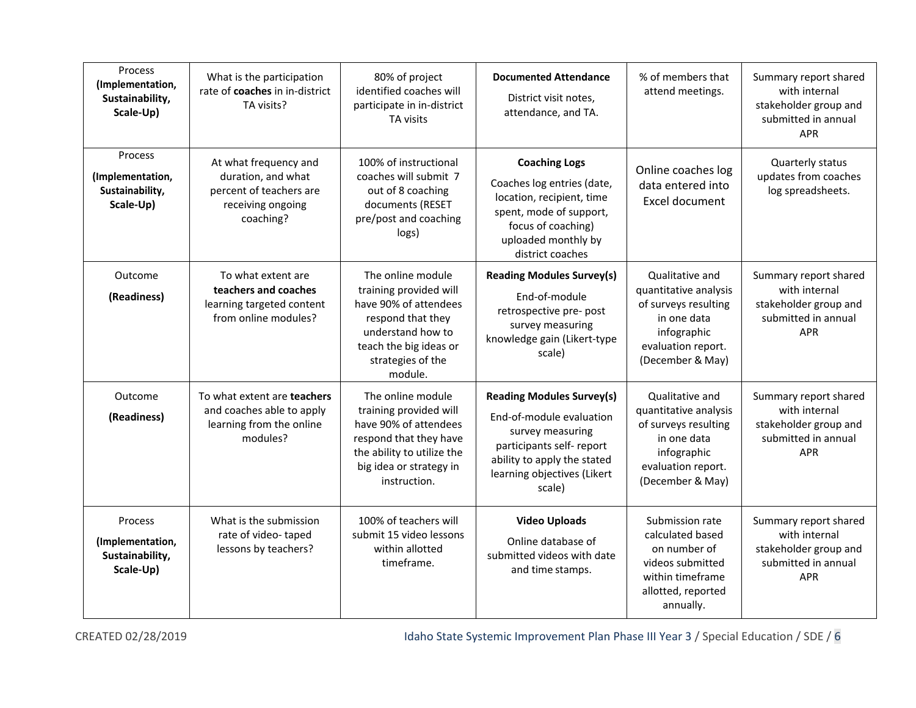| Process **(Implementation, Sustainability, Scale-Up)** | What is the participation rate of **coaches** in in-district TA visits? | 80% of project identified coaches will participate in in-district TA visits | **Documented Attendance** District visit notes, attendance, and TA. | % of members that attend meetings. | Summary report shared with internal stakeholder group and submitted in annual APR |
|---|---|---|---|---|---|
| Process **(Implementation, Sustainability, Scale-Up)** | At what frequency and duration, and what percent of teachers are receiving ongoing coaching? | 100% of instructional coaches will submit 7 out of 8 coaching documents (RESET pre/post and coaching logs) | **Coaching Logs** Coaches log entries (date, location, recipient, time spent, mode of support, focus of coaching) uploaded monthly by district coaches | Online coaches log data entered into Excel document | Quarterly status updates from coaches log spreadsheets. |
| Outcome **(Readiness)** | To what extent are **teachers and coaches** learning targeted content from online modules? | The online module training provided will have 90% of attendees respond that they understand how to teach the big ideas or strategies of the module. | **Reading Modules Survey(s)** End-of-module retrospective pre- post survey measuring knowledge gain (Likert-type scale) | Qualitative and quantitative analysis of surveys resulting in one data infographic evaluation report. (December & May) | Summary report shared with internal stakeholder group and submitted in annual APR |
| Outcome **(Readiness)** | To what extent are **teachers** and coaches able to apply learning from the online modules? | The online module training provided will have 90% of attendees respond that they have the ability to utilize the big idea or strategy in instruction. | **Reading Modules Survey(s)** End-of-module evaluation survey measuring participants self- report ability to apply the stated learning objectives (Likert scale) | Qualitative and quantitative analysis of surveys resulting in one data infographic evaluation report. (December & May) | Summary report shared with internal stakeholder group and submitted in annual APR |
| Process **(Implementation, Sustainability, Scale-Up)** | What is the submission rate of video- taped lessons by teachers? | 100% of teachers will submit 15 video lessons within allotted timeframe. | **Video Uploads** Online database of submitted videos with date and time stamps. | Submission rate calculated based on number of videos submitted within timeframe allotted, reported annually. | Summary report shared with internal stakeholder group and submitted in annual APR |

CREATED 02/28/2019

Idaho State Systemic Improvement Plan Phase III Year 3 / Special Education / SDE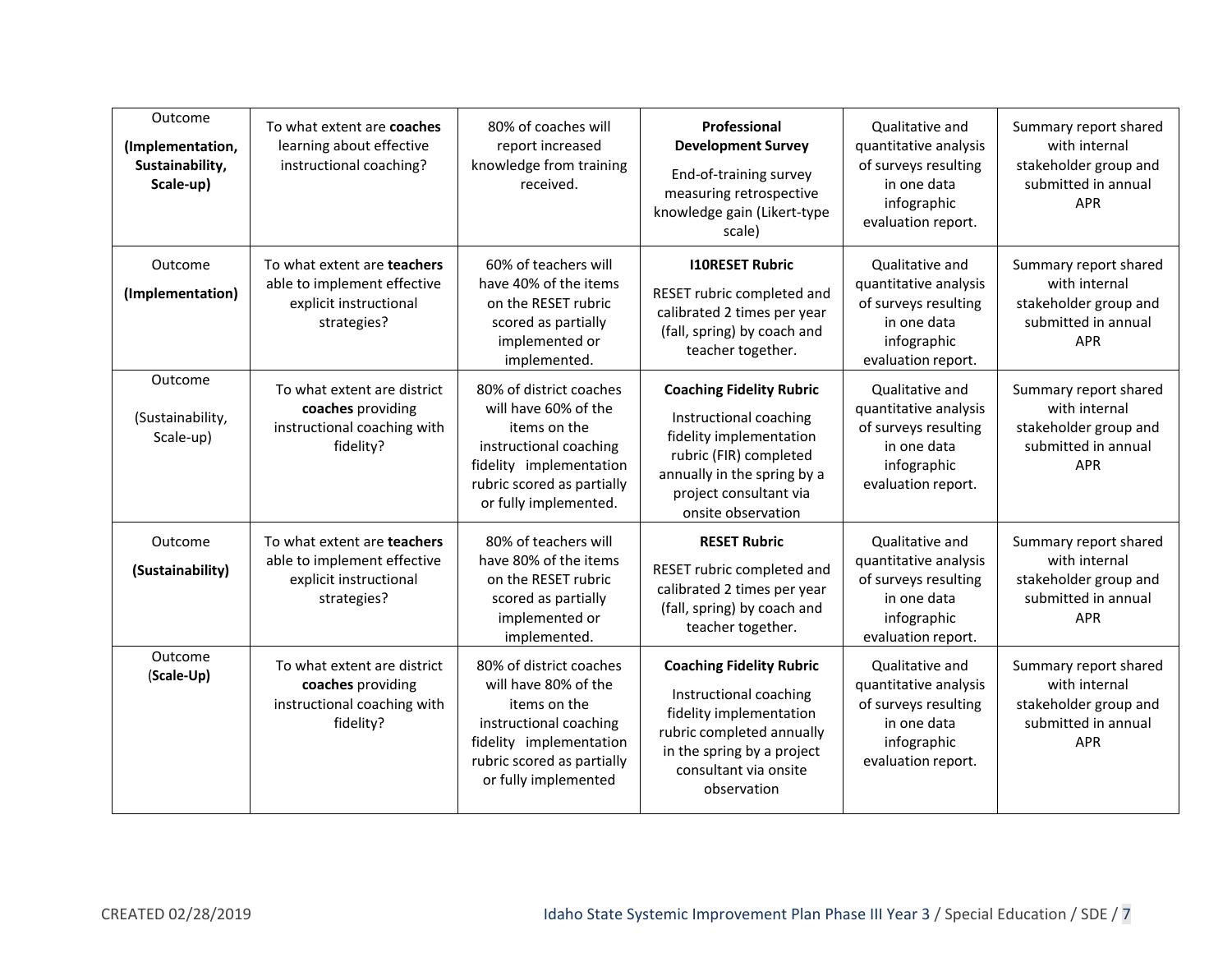| Outcome **(Implementation, Sustainability, Scale-up)** | To what extent are **coaches** learning about effective instructional coaching? | 80% of coaches will report increased knowledge from training received. | **Professional Development Survey** End-of-training survey measuring retrospective knowledge gain (Likert-type scale) | Qualitative and quantitative analysis of surveys resulting in one data infographic evaluation report. | Summary report shared with internal stakeholder group and submitted in annual APR |
|---|---|---|---|---|---|
| Outcome **(Implementation)** | To what extent are **teachers** able to implement effective explicit instructional strategies? | 60% of teachers will have 40% of the items on the RESET rubric scored as partially implemented or implemented. | **I10RESET Rubric** RESET rubric completed and calibrated 2 times per year (fall, spring) by coach and teacher together. | Qualitative and quantitative analysis of surveys resulting in one data infographic evaluation report. | Summary report shared with internal stakeholder group and submitted in annual APR |
| Outcome (Sustainability, Scale-up) | To what extent are district **coaches** providing instructional coaching with fidelity? | 80% of district coaches will have 60% of the items on the instructional coaching fidelity implementation rubric scored as partially or fully implemented. | **Coaching Fidelity Rubric** Instructional coaching fidelity implementation rubric (FIR) completed annually in the spring by a project consultant via onsite observation | Qualitative and quantitative analysis of surveys resulting in one data infographic evaluation report. | Summary report shared with internal stakeholder group and submitted in annual APR |
| Outcome **(Sustainability)** | To what extent are **teachers** able to implement effective explicit instructional strategies? | 80% of teachers will have 80% of the items on the RESET rubric scored as partially implemented or implemented. | **RESET Rubric** RESET rubric completed and calibrated 2 times per year (fall, spring) by coach and teacher together. | Qualitative and quantitative analysis of surveys resulting in one data infographic evaluation report. | Summary report shared with internal stakeholder group and submitted in annual APR |
| Outcome (**Scale-Up)** | To what extent are district **coaches** providing instructional coaching with fidelity? | 80% of district coaches will have 80% of the items on the instructional coaching fidelity implementation rubric scored as partially or fully implemented | **Coaching Fidelity Rubric** Instructional coaching fidelity implementation rubric completed annually in the spring by a project consultant via onsite observation | Qualitative and quantitative analysis of surveys resulting in one data infographic evaluation report. | Summary report shared with internal stakeholder group and submitted in annual APR |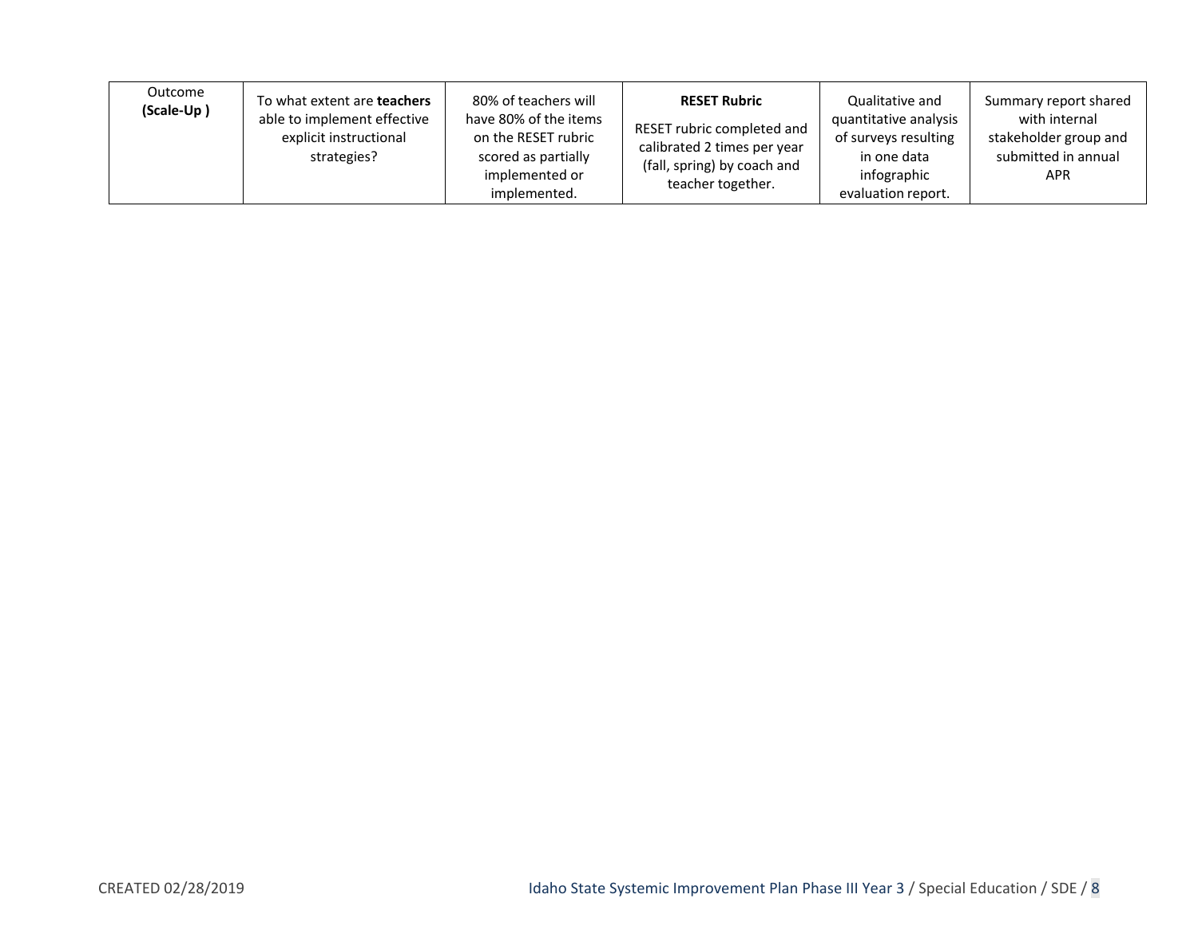| | | | | | |
|---|---|---|---|---|---|
| Outcome **(Scale-Up )** | To what extent are **teachers** able to implement effective explicit instructional strategies? | 80% of teachers will have 80% of the items on the RESET rubric scored as partially implemented or implemented. | **RESET Rubric** RESET rubric completed and calibrated 2 times per year (fall, spring) by coach and teacher together. | Qualitative and quantitative analysis of surveys resulting in one data infographic evaluation report. | Summary report shared with internal stakeholder group and submitted in annual APR |